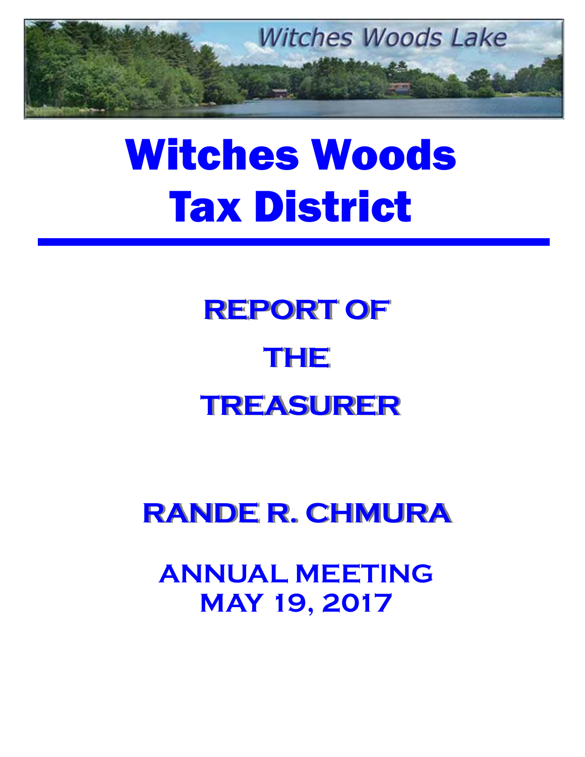Witches Woods Lake

# Witches Woods Tax District

## REPORT OF THE TREASURER

## RANDE R. CHMURA

### ANNUAL MEETING
### MAY 19, 2017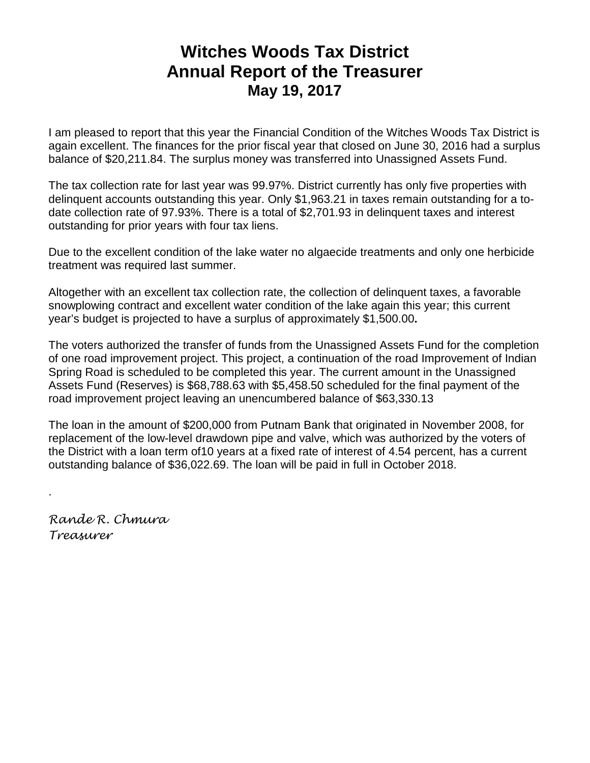# Witches Woods Tax District
# Annual Report of the Treasurer
### May 19, 2017

I am pleased to report that this year the Financial Condition of the Witches Woods Tax District is again excellent. The finances for the prior fiscal year that closed on June 30, 2016 had a surplus balance of $20,211.84. The surplus money was transferred into Unassigned Assets Fund.

The tax collection rate for last year was 99.97%. District currently has only five properties with delinquent accounts outstanding this year. Only $1,963.21 in taxes remain outstanding for a to-date collection rate of 97.93%. There is a total of $2,701.93 in delinquent taxes and interest outstanding for prior years with four tax liens.

Due to the excellent condition of the lake water no algaecide treatments and only one herbicide treatment was required last summer.

Altogether with an excellent tax collection rate, the collection of delinquent taxes, a favorable snowplowing contract and excellent water condition of the lake again this year; this current year's budget is projected to have a surplus of approximately $1,500.00**.**

The voters authorized the transfer of funds from the Unassigned Assets Fund for the completion of one road improvement project. This project, a continuation of the road Improvement of Indian Spring Road is scheduled to be completed this year. The current amount in the Unassigned Assets Fund (Reserves) is $68,788.63 with $5,458.50 scheduled for the final payment of the road improvement project leaving an unencumbered balance of $63,330.13

The loan in the amount of $200,000 from Putnam Bank that originated in November 2008, for replacement of the low-level drawdown pipe and valve, which was authorized by the voters of the District with a loan term of10 years at a fixed rate of interest of 4.54 percent, has a current outstanding balance of $36,022.69. The loan will be paid in full in October 2018.

.

*Rande R. Chmura*
*Treasurer*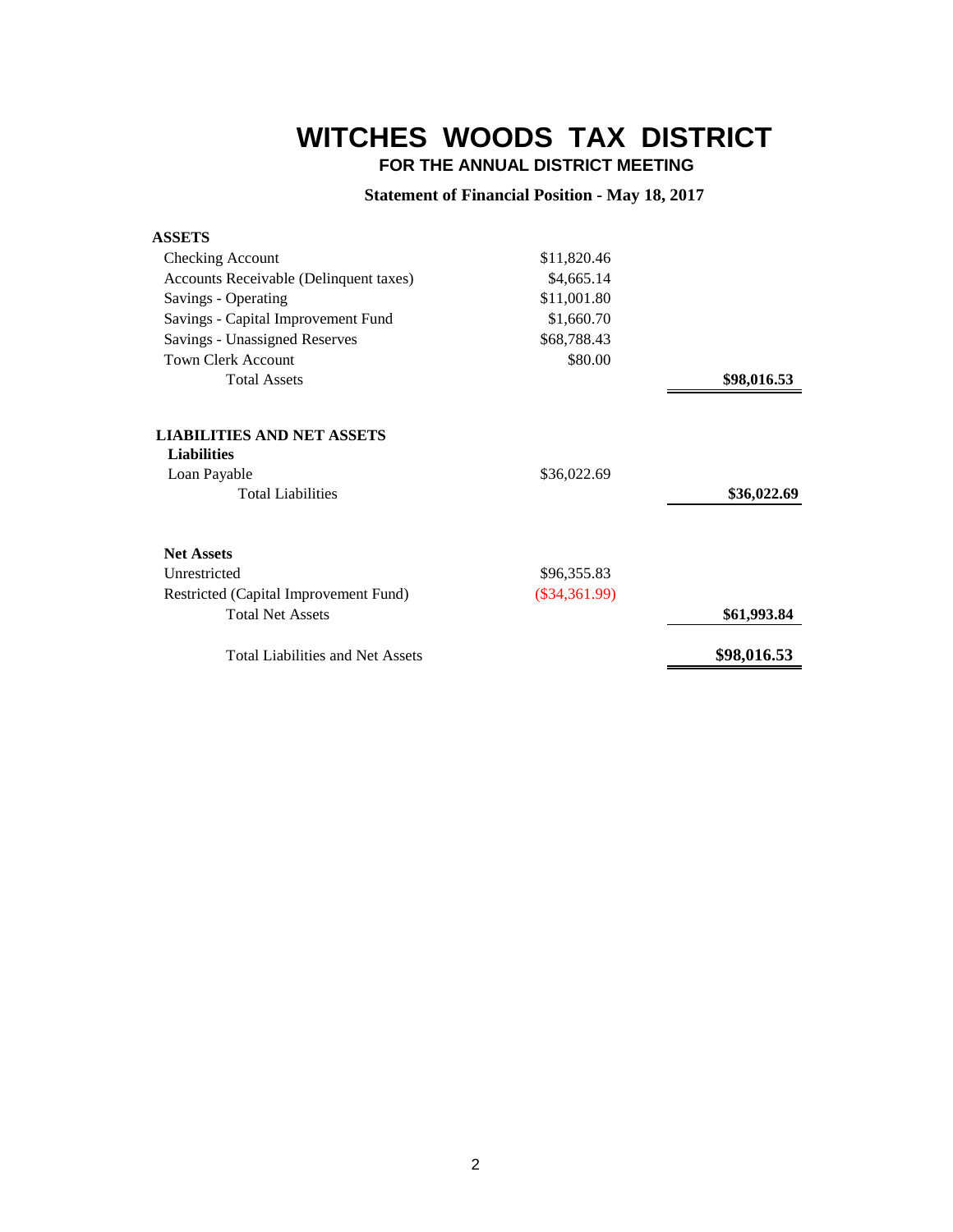# WITCHES WOODS TAX DISTRICT

## FOR THE ANNUAL DISTRICT MEETING

### Statement of Financial Position - May 18, 2017

| | | |
|---|---|---|
| **ASSETS** | | |
| Checking Account | $11,820.46 | |
| Accounts Receivable (Delinquent taxes) | $4,665.14 | |
| Savings - Operating | $11,001.80 | |
| Savings - Capital Improvement Fund | $1,660.70 | |
| Savings - Unassigned Reserves | $68,788.43 | |
| Town Clerk Account | $80.00 | |
| Total Assets | | **$98,016.53** |
| | | |
| **LIABILITIES AND NET ASSETS** | | |
| **Liabilities** | | |
| Loan Payable | $36,022.69 | |
| Total Liabilities | | **$36,022.69** |
| | | |
| **Net Assets** | | |
| Unrestricted | $96,355.83 | |
| Restricted (Capital Improvement Fund) | ($34,361.99) | |
| Total Net Assets | | **$61,993.84** |
| | | |
| Total Liabilities and Net Assets | | **$98,016.53** |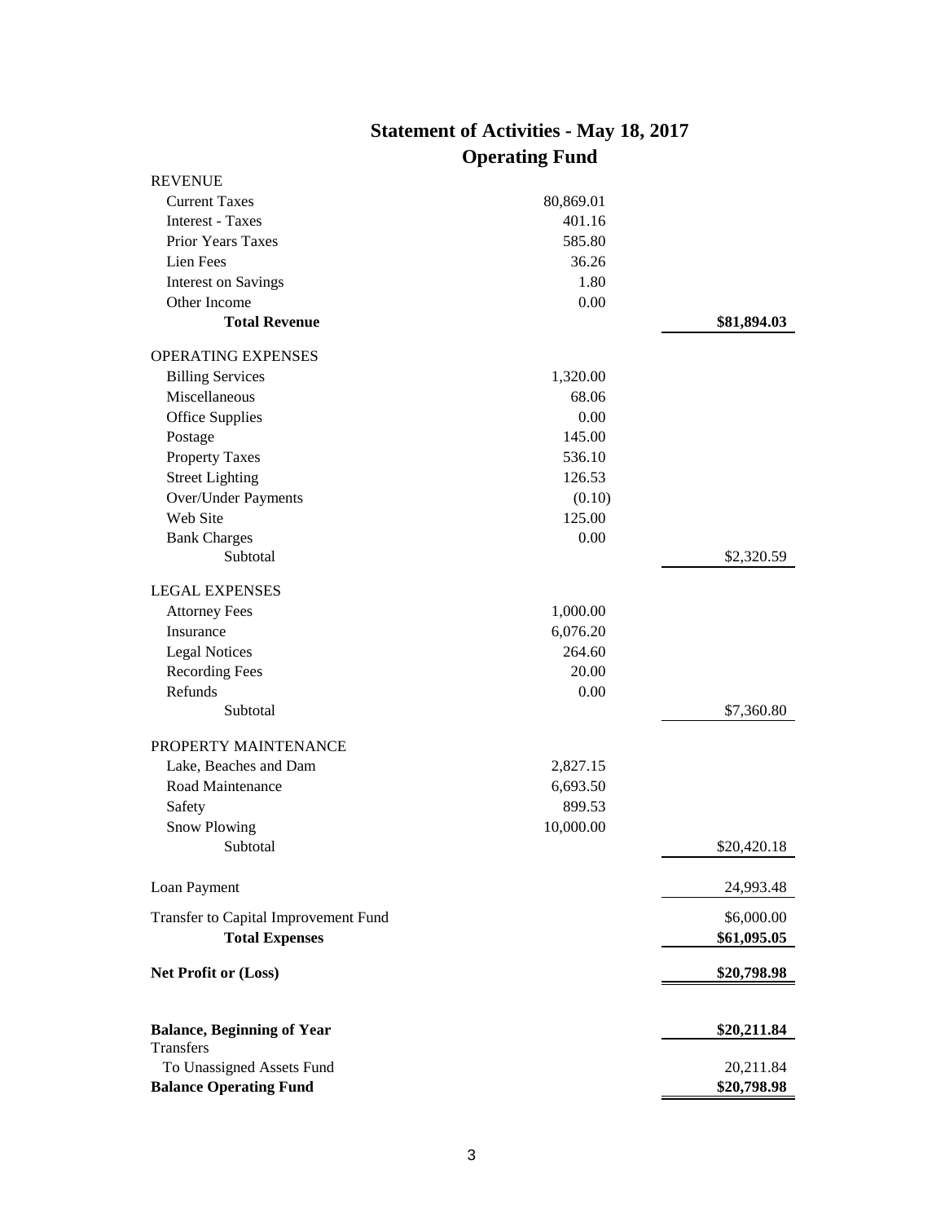# Statement of Activities - May 18, 2017

## Operating Fund

| | | |
|---|---:|---:|
| REVENUE | | |
| Current Taxes | 80,869.01 | |
| Interest - Taxes | 401.16 | |
| Prior Years Taxes | 585.80 | |
| Lien Fees | 36.26 | |
| Interest on Savings | 1.80 | |
| Other Income | 0.00 | |
| **Total Revenue** | | **$81,894.03** |
| OPERATING EXPENSES | | |
| Billing Services | 1,320.00 | |
| Miscellaneous | 68.06 | |
| Office Supplies | 0.00 | |
| Postage | 145.00 | |
| Property Taxes | 536.10 | |
| Street Lighting | 126.53 | |
| Over/Under Payments | (0.10) | |
| Web Site | 125.00 | |
| Bank Charges | 0.00 | |
| Subtotal | | $2,320.59 |
| LEGAL EXPENSES | | |
| Attorney Fees | 1,000.00 | |
| Insurance | 6,076.20 | |
| Legal Notices | 264.60 | |
| Recording Fees | 20.00 | |
| Refunds | 0.00 | |
| Subtotal | | $7,360.80 |
| PROPERTY MAINTENANCE | | |
| Lake, Beaches and Dam | 2,827.15 | |
| Road Maintenance | 6,693.50 | |
| Safety | 899.53 | |
| Snow Plowing | 10,000.00 | |
| Subtotal | | $20,420.18 |
| Loan Payment | | 24,993.48 |
| Transfer to Capital Improvement Fund | | $6,000.00 |
| **Total Expenses** | | **$61,095.05** |
| **Net Profit or (Loss)** | | **$20,798.98** |
| **Balance, Beginning of Year** | | **$20,211.84** |
| Transfers | | |
| To Unassigned Assets Fund | | 20,211.84 |
| **Balance Operating Fund** | | **$20,798.98** |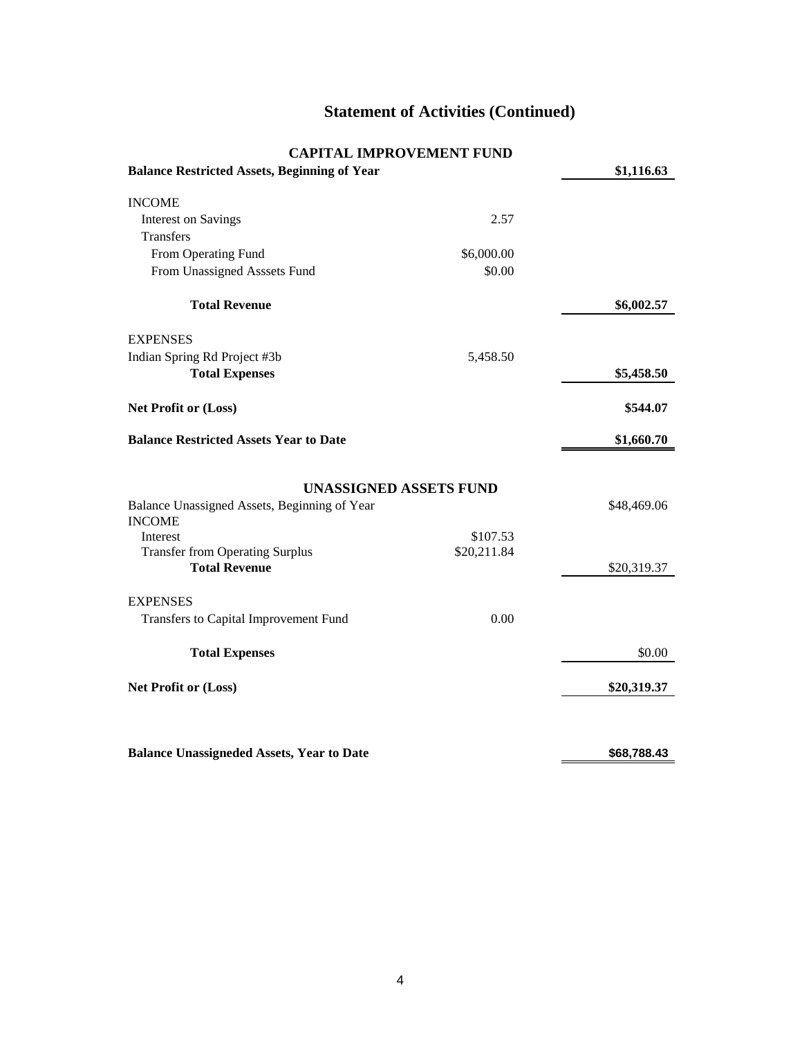# Statement of Activities (Continued)

## CAPITAL IMPROVEMENT FUND

| | | |
|---|---|---|
| **Balance Restricted Assets, Beginning of Year** | | **$1,116.63** |
| INCOME | | |
| Interest on Savings | 2.57 | |
| Transfers | | |
| From Operating Fund | $6,000.00 | |
| From Unassigned Asssets Fund | $0.00 | |
| **Total Revenue** | | **$6,002.57** |
| EXPENSES | | |
| Indian Spring Rd Project #3b | 5,458.50 | |
| **Total Expenses** | | **$5,458.50** |
| **Net Profit or (Loss)** | | **$544.07** |
| **Balance Restricted Assets Year to Date** | | **$1,660.70** |

## UNASSIGNED ASSETS FUND

| | | |
|---|---|---|
| Balance Unassigned Assets, Beginning of Year | | $48,469.06 |
| INCOME | | |
| Interest | $107.53 | |
| Transfer from Operating Surplus | $20,211.84 | |
| **Total Revenue** | | $20,319.37 |
| EXPENSES | | |
| Transfers to Capital Improvement Fund | 0.00 | |
| **Total Expenses** | | $0.00 |
| **Net Profit or (Loss)** | | **$20,319.37** |
| **Balance Unassigneded Assets, Year to Date** | | **$68,788.43** |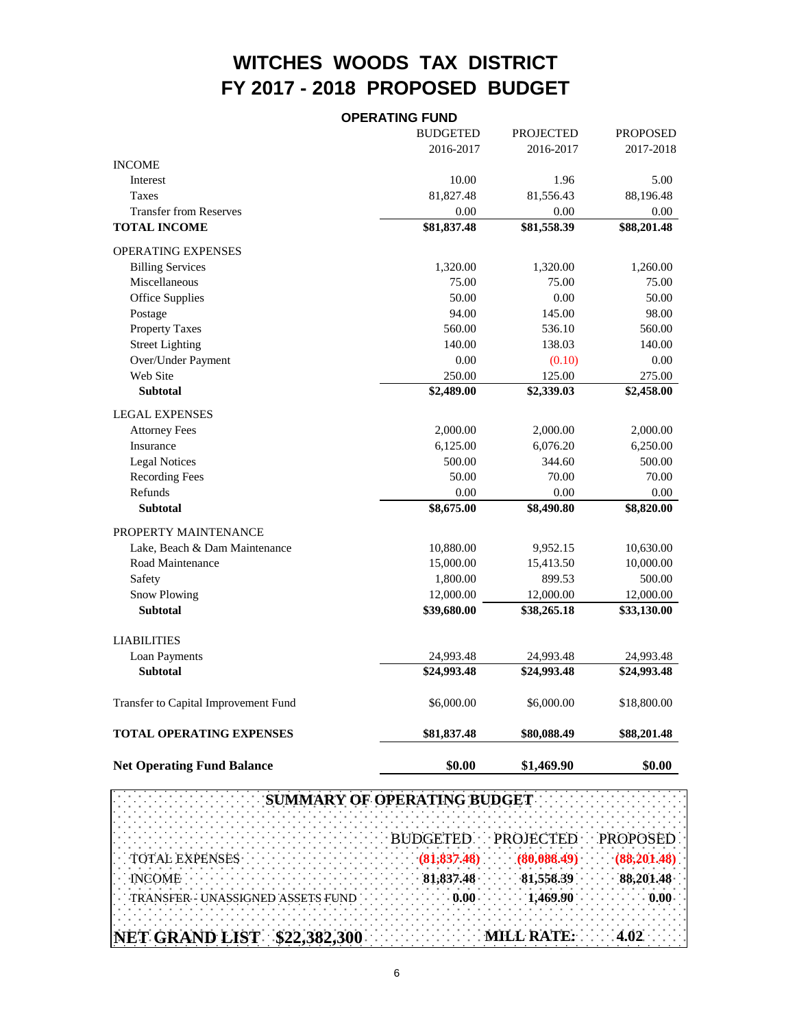# WITCHES WOODS TAX DISTRICT
# FY 2017 - 2018 PROPOSED BUDGET

## OPERATING FUND

| | BUDGETED 2016-2017 | PROJECTED 2016-2017 | PROPOSED 2017-2018 |
|---|---|---|---|
| **INCOME** | | | |
| Interest | 10.00 | 1.96 | 5.00 |
| Taxes | 81,827.48 | 81,556.43 | 88,196.48 |
| Transfer from Reserves | 0.00 | 0.00 | 0.00 |
| **TOTAL INCOME** | **$81,837.48** | **$81,558.39** | **$88,201.48** |
| **OPERATING EXPENSES** | | | |
| Billing Services | 1,320.00 | 1,320.00 | 1,260.00 |
| Miscellaneous | 75.00 | 75.00 | 75.00 |
| Office Supplies | 50.00 | 0.00 | 50.00 |
| Postage | 94.00 | 145.00 | 98.00 |
| Property Taxes | 560.00 | 536.10 | 560.00 |
| Street Lighting | 140.00 | 138.03 | 140.00 |
| Over/Under Payment | 0.00 | (0.10) | 0.00 |
| Web Site | 250.00 | 125.00 | 275.00 |
| **Subtotal** | **$2,489.00** | **$2,339.03** | **$2,458.00** |
| **LEGAL EXPENSES** | | | |
| Attorney Fees | 2,000.00 | 2,000.00 | 2,000.00 |
| Insurance | 6,125.00 | 6,076.20 | 6,250.00 |
| Legal Notices | 500.00 | 344.60 | 500.00 |
| Recording Fees | 50.00 | 70.00 | 70.00 |
| Refunds | 0.00 | 0.00 | 0.00 |
| **Subtotal** | **$8,675.00** | **$8,490.80** | **$8,820.00** |
| **PROPERTY MAINTENANCE** | | | |
| Lake, Beach & Dam Maintenance | 10,880.00 | 9,952.15 | 10,630.00 |
| Road Maintenance | 15,000.00 | 15,413.50 | 10,000.00 |
| Safety | 1,800.00 | 899.53 | 500.00 |
| Snow Plowing | 12,000.00 | 12,000.00 | 12,000.00 |
| **Subtotal** | **$39,680.00** | **$38,265.18** | **$33,130.00** |
| **LIABILITIES** | | | |
| Loan Payments | 24,993.48 | 24,993.48 | 24,993.48 |
| **Subtotal** | **$24,993.48** | **$24,993.48** | **$24,993.48** |
| Transfer to Capital Improvement Fund | $6,000.00 | $6,000.00 | $18,800.00 |
| **TOTAL OPERATING EXPENSES** | **$81,837.48** | **$80,088.49** | **$88,201.48** |
| **Net Operating Fund Balance** | **$0.00** | **$1,469.90** | **$0.00** |

## SUMMARY OF OPERATING BUDGET

| | BUDGETED | PROJECTED | PROPOSED |
|---|---|---|---|
| TOTAL EXPENSES | **(81,837.48)** | **(80,088.49)** | **(88,201.48)** |
| INCOME | **81,837.48** | **81,558.39** | **88,201.48** |
| TRANSFER - UNASSIGNED ASSETS FUND | **0.00** | **1,469.90** | **0.00** |

**NET GRAND LIST $22,382,300** **MILL RATE: 4.02**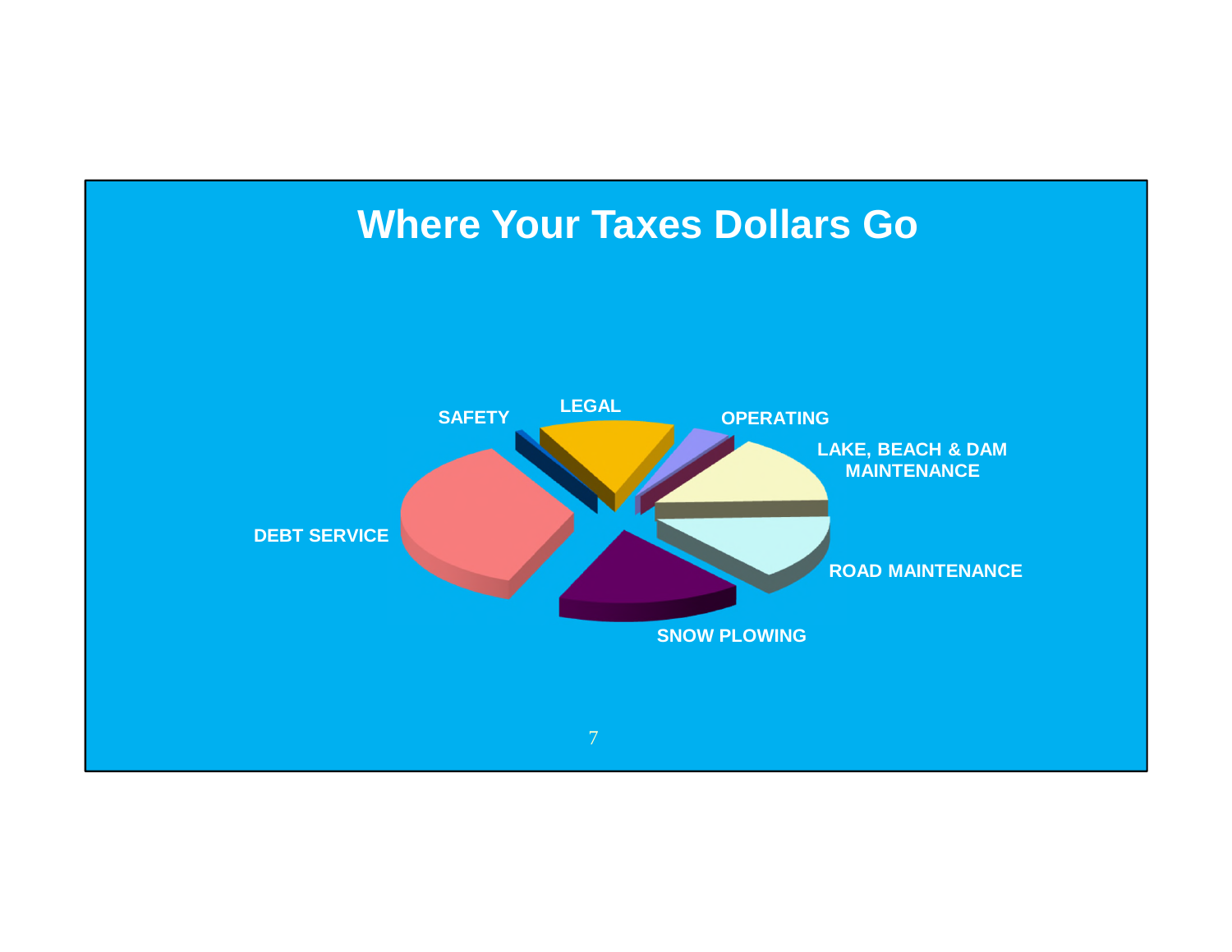# Where Your Taxes Dollars Go

SAFETY

LEGAL

OPERATING

LAKE, BEACH & DAM MAINTENANCE

DEBT SERVICE

ROAD MAINTENANCE

SNOW PLOWING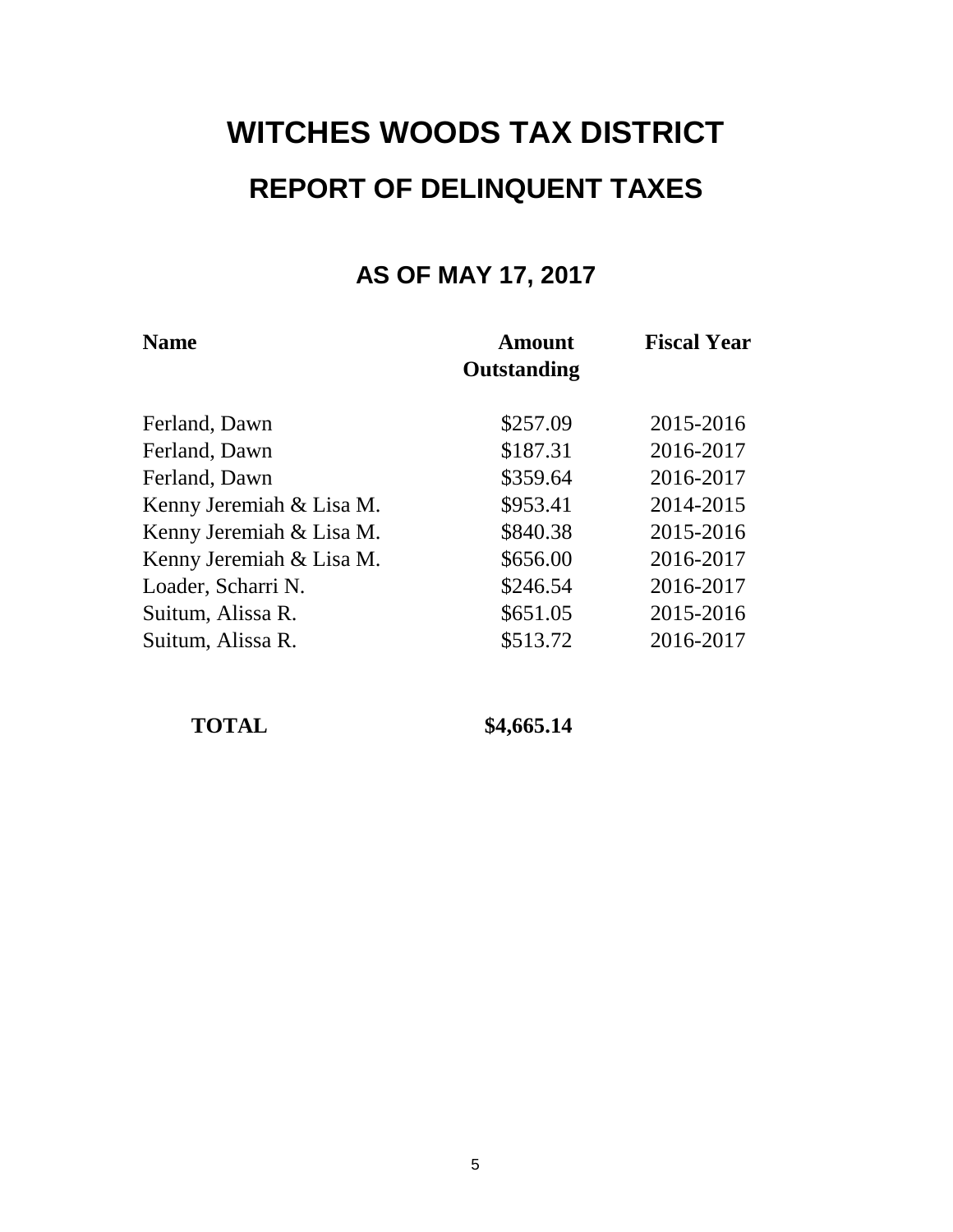# WITCHES WOODS TAX DISTRICT

## REPORT OF DELINQUENT TAXES

### AS OF MAY 17, 2017

| Name | Amount Outstanding | Fiscal Year |
|---|---|---|
| Ferland, Dawn | $257.09 | 2015-2016 |
| Ferland, Dawn | $187.31 | 2016-2017 |
| Ferland, Dawn | $359.64 | 2016-2017 |
| Kenny Jeremiah & Lisa M. | $953.41 | 2014-2015 |
| Kenny Jeremiah & Lisa M. | $840.38 | 2015-2016 |
| Kenny Jeremiah & Lisa M. | $656.00 | 2016-2017 |
| Loader, Scharri N. | $246.54 | 2016-2017 |
| Suitum, Alissa R. | $651.05 | 2015-2016 |
| Suitum, Alissa R. | $513.72 | 2016-2017 |
| **TOTAL** | **$4,665.14** | |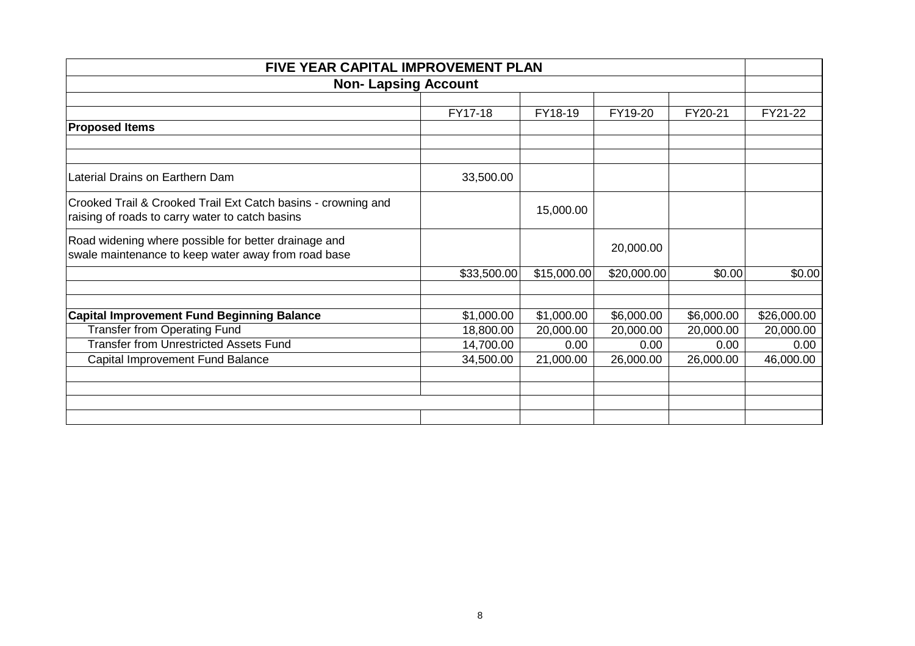| FIVE YEAR CAPITAL IMPROVEMENT PLAN | | | | | |
|---|---|---|---|---|---|
| **Non- Lapsing Account** | | | | | |
| | FY17-18 | FY18-19 | FY19-20 | FY20-21 | FY21-22 |
| **Proposed Items** | | | | | |
| Laterial Drains on Earthern Dam | 33,500.00 | | | | |
| Crooked Trail & Crooked Trail Ext Catch basins - crowning and raising of roads to carry water to catch basins | | 15,000.00 | | | |
| Road widening where possible for better drainage and swale maintenance to keep water away from road base | | | 20,000.00 | | |
| | $33,500.00 | $15,000.00 | $20,000.00 | $0.00 | $0.00 |
| **Capital Improvement Fund Beginning Balance** | $1,000.00 | $1,000.00 | $6,000.00 | $6,000.00 | $26,000.00 |
| Transfer from Operating Fund | 18,800.00 | 20,000.00 | 20,000.00 | 20,000.00 | 20,000.00 |
| Transfer from Unrestricted Assets Fund | 14,700.00 | 0.00 | 0.00 | 0.00 | 0.00 |
| Capital Improvement Fund Balance | 34,500.00 | 21,000.00 | 26,000.00 | 26,000.00 | 46,000.00 |